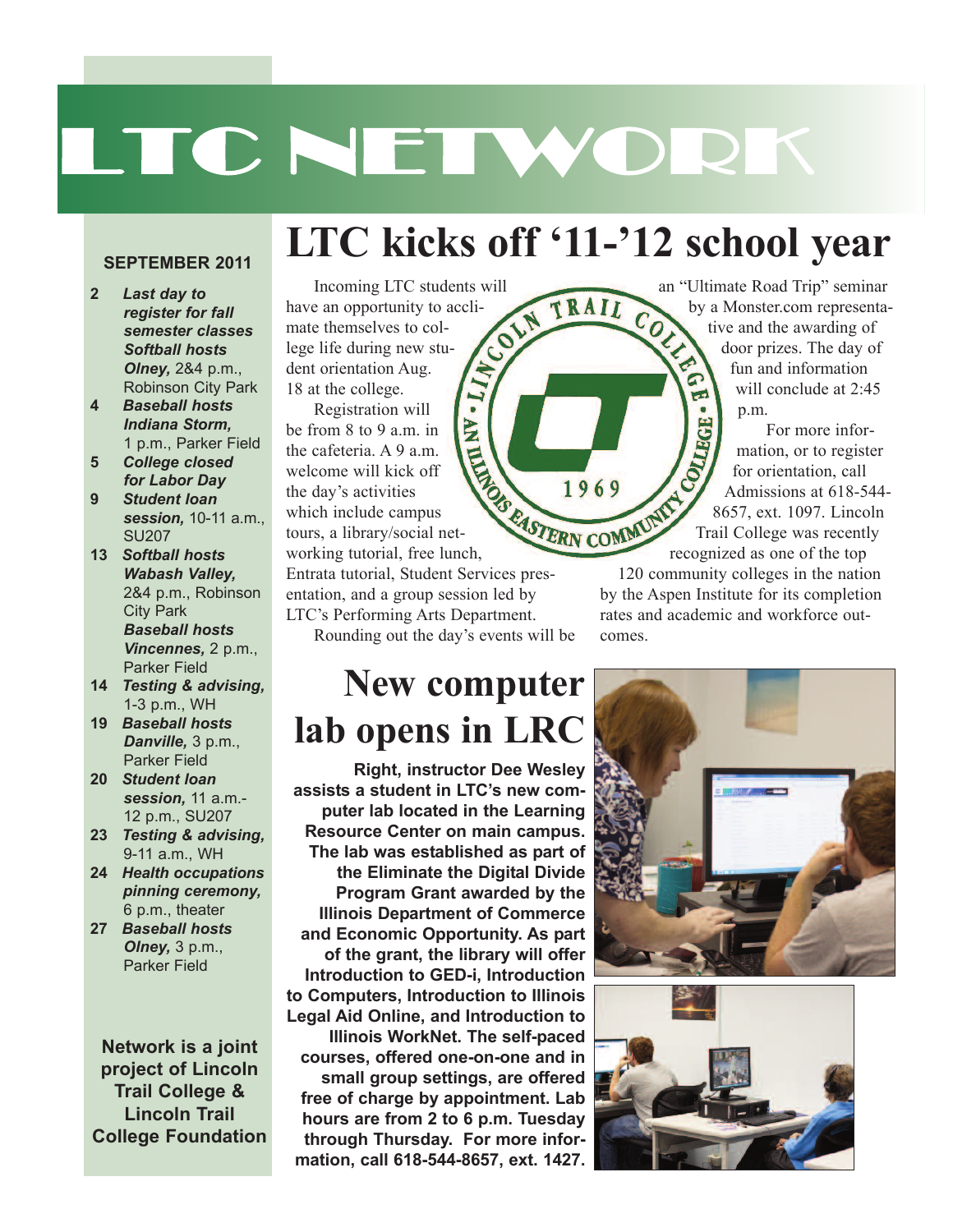# LTC NETWORK

## SEPTEMBER 2011

- **2** ***Last day to register for fall semester classes***
  ***Softball hosts Olney,*** 2&4 p.m., Robinson City Park
- **4** ***Baseball hosts Indiana Storm,*** 1 p.m., Parker Field
- **5** ***College closed for Labor Day***
- **9** ***Student loan session,*** 10-11 a.m., SU207
- **13** ***Softball hosts Wabash Valley,*** 2&4 p.m., Robinson City Park
  ***Baseball hosts Vincennes,*** 2 p.m., Parker Field
- **14** ***Testing & advising,*** 1-3 p.m., WH
- **19** ***Baseball hosts Danville,*** 3 p.m., Parker Field
- **20** ***Student loan session,*** 11 a.m.-12 p.m., SU207
- **23** ***Testing & advising,*** 9-11 a.m., WH
- **24** ***Health occupations pinning ceremony,*** 6 p.m., theater
- **27** ***Baseball hosts Olney,*** 3 p.m., Parker Field

**Network is a joint project of Lincoln Trail College & Lincoln Trail College Foundation**

# LTC kicks off '11-'12 school year

Incoming LTC students will have an opportunity to acclimate themselves to college life during new student orientation Aug. 18 at the college.

Registration will be from 8 to 9 a.m. in the cafeteria. A 9 a.m. welcome will kick off the day's activities which include campus tours, a library/social networking tutorial, free lunch, Entrata tutorial, Student Services presentation, and a group session led by LTC's Performing Arts Department.

Rounding out the day's events will be an "Ultimate Road Trip" seminar by a Monster.com representative and the awarding of door prizes. The day of fun and information will conclude at 2:45 p.m.

For more information, or to register for orientation, call Admissions at 618-544-8657, ext. 1097. Lincoln Trail College was recently recognized as one of the top 120 community colleges in the nation by the Aspen Institute for its completion rates and academic and workforce outcomes.

# New computer lab opens in LRC

**Right, instructor Dee Wesley assists a student in LTC's new computer lab located in the Learning Resource Center on main campus. The lab was established as part of the Eliminate the Digital Divide Program Grant awarded by the Illinois Department of Commerce and Economic Opportunity. As part of the grant, the library will offer Introduction to GED-i, Introduction to Computers, Introduction to Illinois Legal Aid Online, and Introduction to Illinois WorkNet. The self-paced courses, offered one-on-one and in small group settings, are offered free of charge by appointment. Lab hours are from 2 to 6 p.m. Tuesday through Thursday. For more information, call 618-544-8657, ext. 1427.**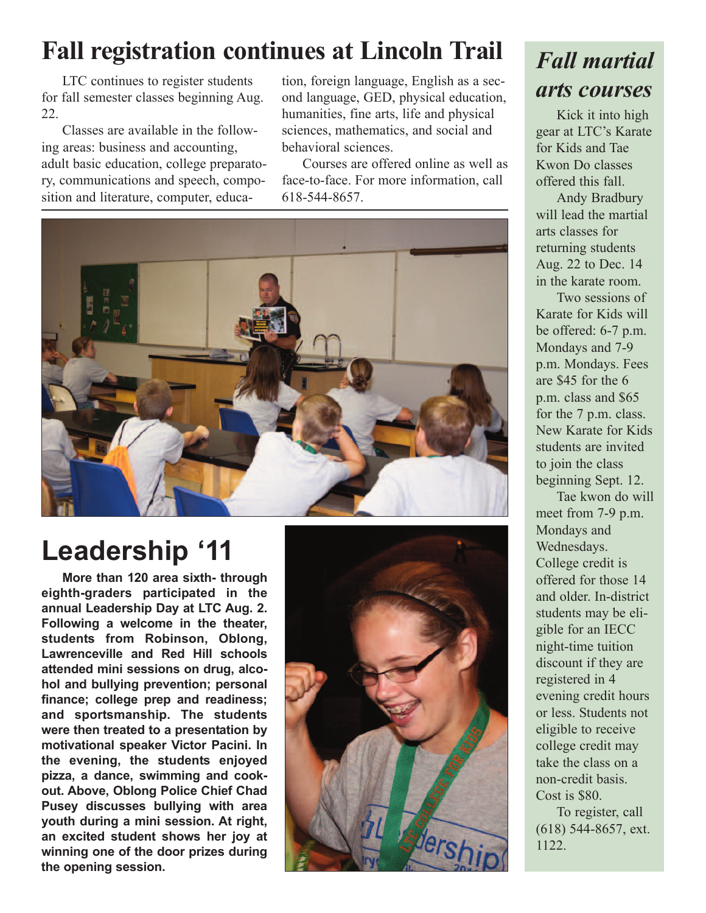# Fall registration continues at Lincoln Trail

LTC continues to register students for fall semester classes beginning Aug. 22.

Classes are available in the following areas: business and accounting, adult basic education, college preparatory, communications and speech, composition and literature, computer, education, foreign language, English as a second language, GED, physical education, humanities, fine arts, life and physical sciences, mathematics, and social and behavioral sciences.

Courses are offered online as well as face-to-face. For more information, call 618-544-8657.

# Leadership '11

**More than 120 area sixth- through eighth-graders participated in the annual Leadership Day at LTC Aug. 2. Following a welcome in the theater, students from Robinson, Oblong, Lawrenceville and Red Hill schools attended mini sessions on drug, alcohol and bullying prevention; personal finance; college prep and readiness; and sportsmanship. The students were then treated to a presentation by motivational speaker Victor Pacini. In the evening, the students enjoyed pizza, a dance, swimming and cookout. Above, Oblong Police Chief Chad Pusey discusses bullying with area youth during a mini session. At right, an excited student shows her joy at winning one of the door prizes during the opening session.**

## *Fall martial arts courses*

Kick it into high gear at LTC's Karate for Kids and Tae Kwon Do classes offered this fall.

Andy Bradbury will lead the martial arts classes for returning students Aug. 22 to Dec. 14 in the karate room.

Two sessions of Karate for Kids will be offered: 6-7 p.m. Mondays and 7-9 p.m. Mondays. Fees are $45 for the 6 p.m. class and $65 for the 7 p.m. class. New Karate for Kids students are invited to join the class beginning Sept. 12.

Tae kwon do will meet from 7-9 p.m. Mondays and Wednesdays. College credit is offered for those 14 and older. In-district students may be eligible for an IECC night-time tuition discount if they are registered in 4 evening credit hours or less. Students not eligible to receive college credit may take the class on a non-credit basis. Cost is $80.

To register, call (618) 544-8657, ext. 1122.